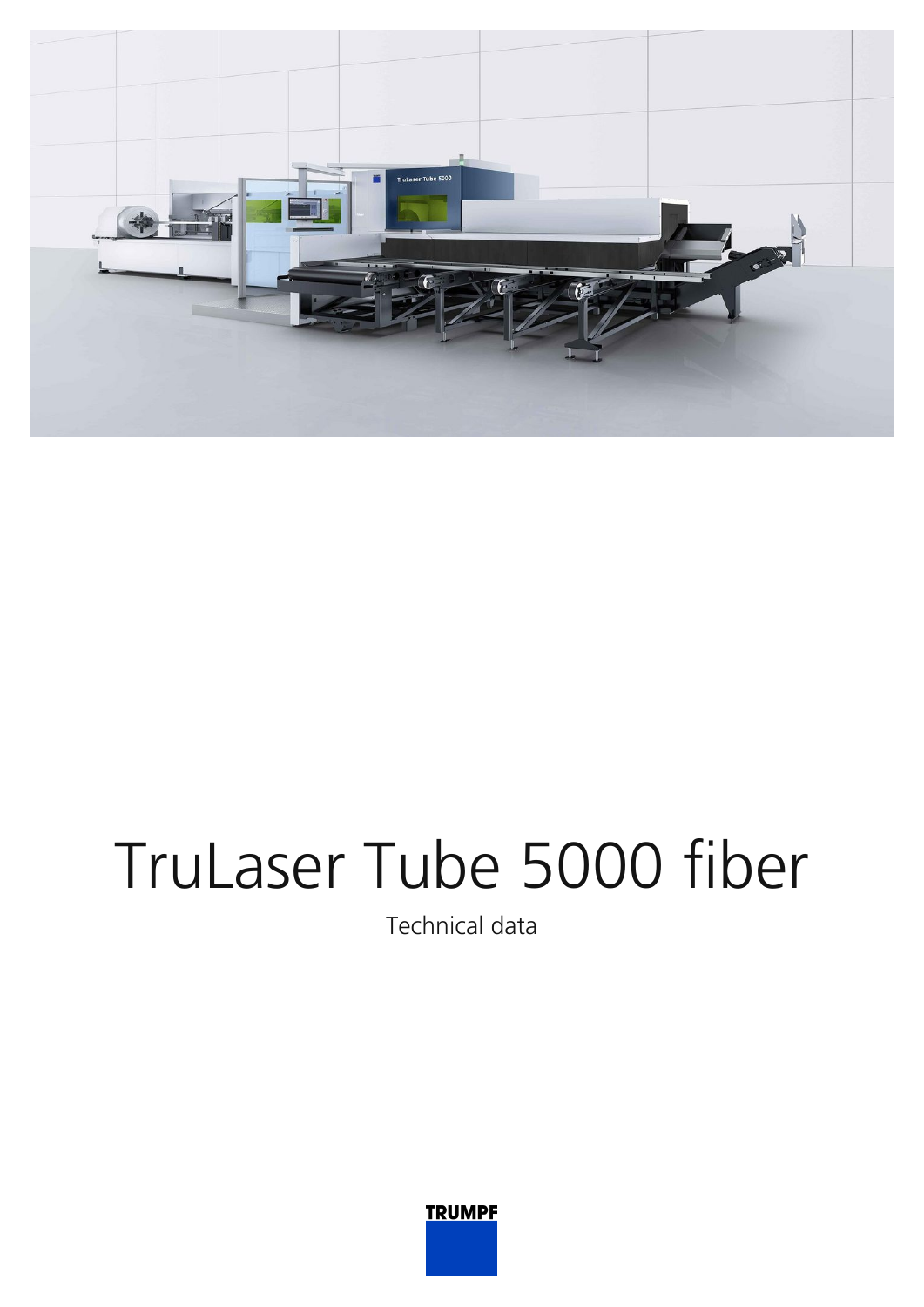# TruLaser Tube 5000 fiber

Technical data

TRUMPF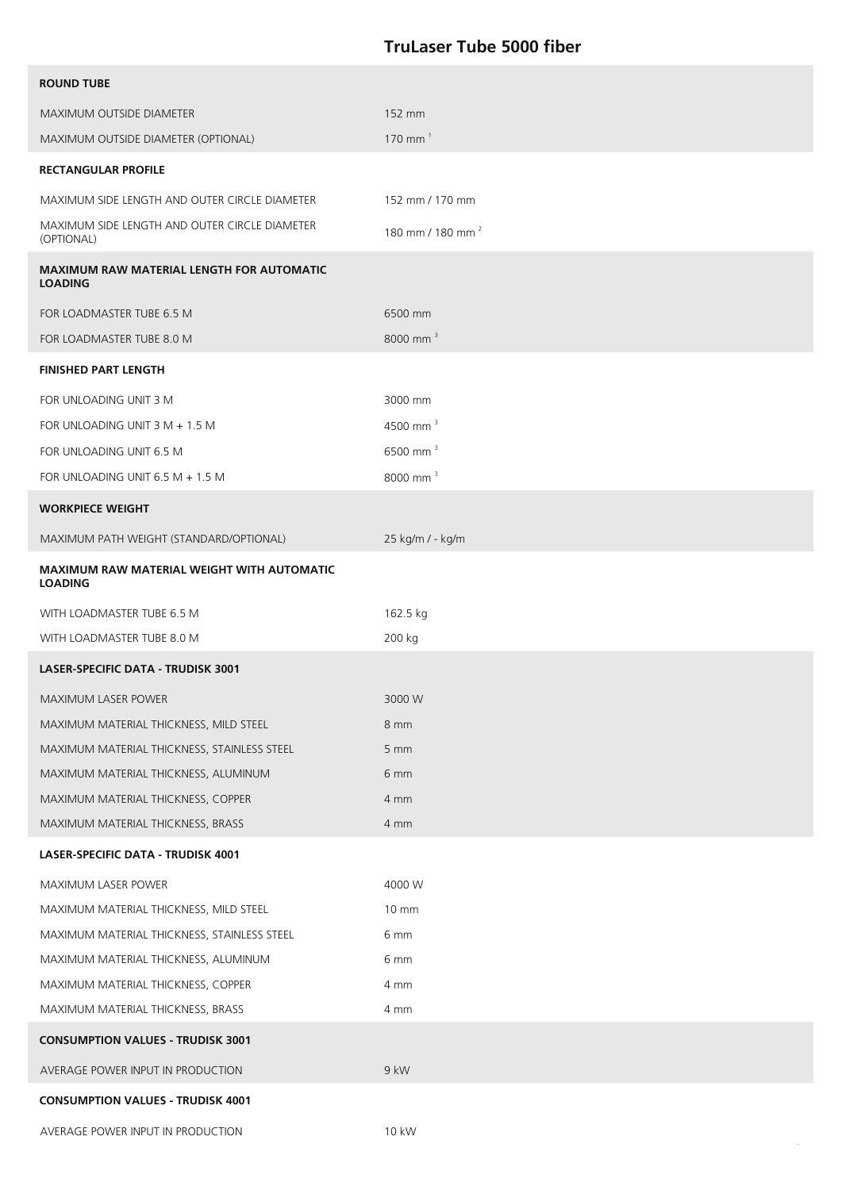## TruLaser Tube 5000 fiber

| | |
|---|---|
| **ROUND TUBE** | |
| MAXIMUM OUTSIDE DIAMETER | 152 mm |
| MAXIMUM OUTSIDE DIAMETER (OPTIONAL) | 170 mm [1] |
| **RECTANGULAR PROFILE** | |
| MAXIMUM SIDE LENGTH AND OUTER CIRCLE DIAMETER | 152 mm / 170 mm |
| MAXIMUM SIDE LENGTH AND OUTER CIRCLE DIAMETER (OPTIONAL) | 180 mm / 180 mm [2] |
| **MAXIMUM RAW MATERIAL LENGTH FOR AUTOMATIC LOADING** | |
| FOR LOADMASTER TUBE 6.5 M | 6500 mm |
| FOR LOADMASTER TUBE 8.0 M | 8000 mm [3] |
| **FINISHED PART LENGTH** | |
| FOR UNLOADING UNIT 3 M | 3000 mm |
| FOR UNLOADING UNIT 3 M + 1.5 M | 4500 mm [3] |
| FOR UNLOADING UNIT 6.5 M | 6500 mm [3] |
| FOR UNLOADING UNIT 6.5 M + 1.5 M | 8000 mm [3] |
| **WORKPIECE WEIGHT** | |
| MAXIMUM PATH WEIGHT (STANDARD/OPTIONAL) | 25 kg/m / - kg/m |
| **MAXIMUM RAW MATERIAL WEIGHT WITH AUTOMATIC LOADING** | |
| WITH LOADMASTER TUBE 6.5 M | 162.5 kg |
| WITH LOADMASTER TUBE 8.0 M | 200 kg |
| **LASER-SPECIFIC DATA - TRUDISK 3001** | |
| MAXIMUM LASER POWER | 3000 W |
| MAXIMUM MATERIAL THICKNESS, MILD STEEL | 8 mm |
| MAXIMUM MATERIAL THICKNESS, STAINLESS STEEL | 5 mm |
| MAXIMUM MATERIAL THICKNESS, ALUMINUM | 6 mm |
| MAXIMUM MATERIAL THICKNESS, COPPER | 4 mm |
| MAXIMUM MATERIAL THICKNESS, BRASS | 4 mm |
| **LASER-SPECIFIC DATA - TRUDISK 4001** | |
| MAXIMUM LASER POWER | 4000 W |
| MAXIMUM MATERIAL THICKNESS, MILD STEEL | 10 mm |
| MAXIMUM MATERIAL THICKNESS, STAINLESS STEEL | 6 mm |
| MAXIMUM MATERIAL THICKNESS, ALUMINUM | 6 mm |
| MAXIMUM MATERIAL THICKNESS, COPPER | 4 mm |
| MAXIMUM MATERIAL THICKNESS, BRASS | 4 mm |
| **CONSUMPTION VALUES - TRUDISK 3001** | |
| AVERAGE POWER INPUT IN PRODUCTION | 9 kW |
| **CONSUMPTION VALUES - TRUDISK 4001** | |
| AVERAGE POWER INPUT IN PRODUCTION | 10 kW |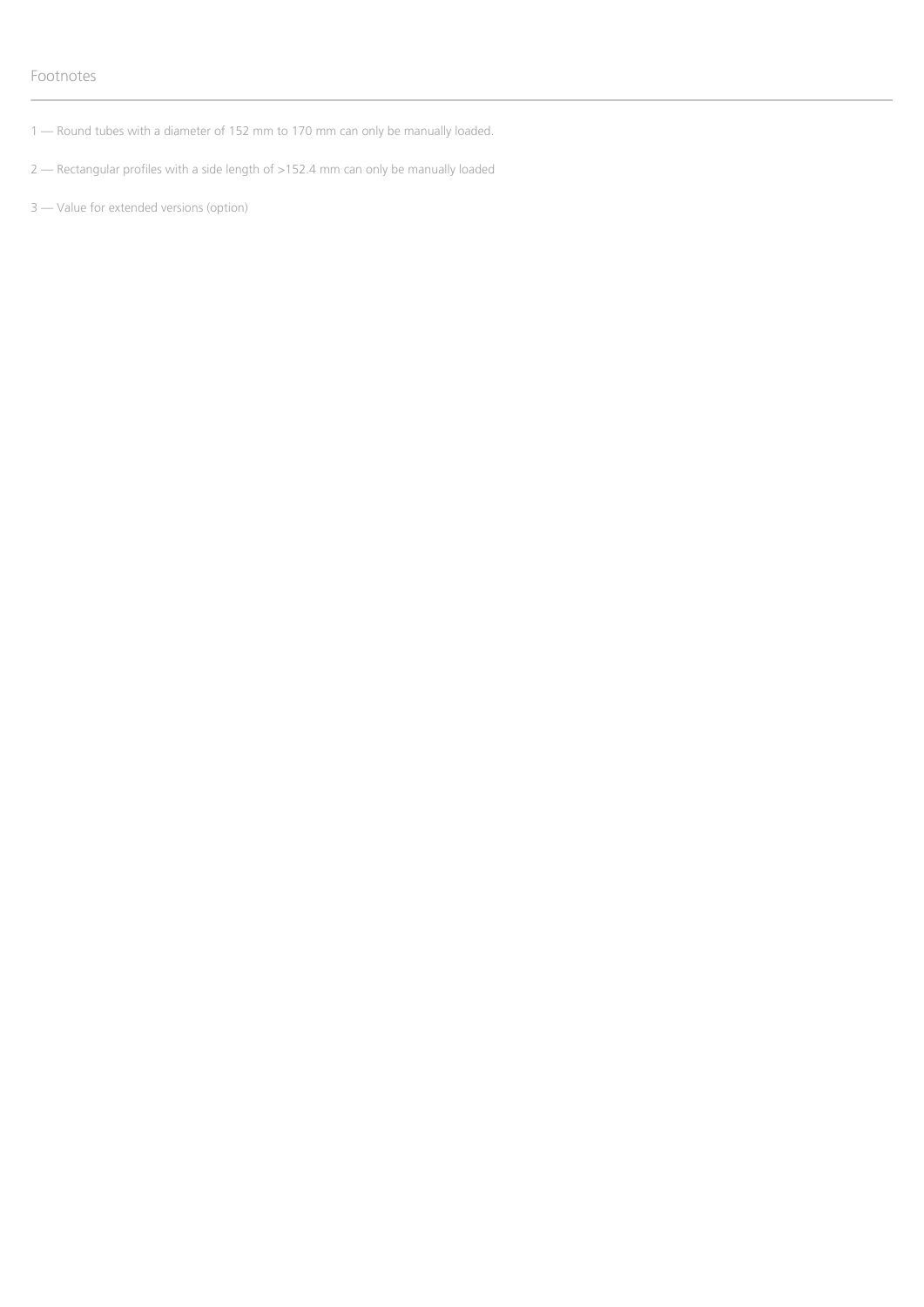## Footnotes

1 — Round tubes with a diameter of 152 mm to 170 mm can only be manually loaded.

2 — Rectangular profiles with a side length of >152.4 mm can only be manually loaded

3 — Value for extended versions (option)